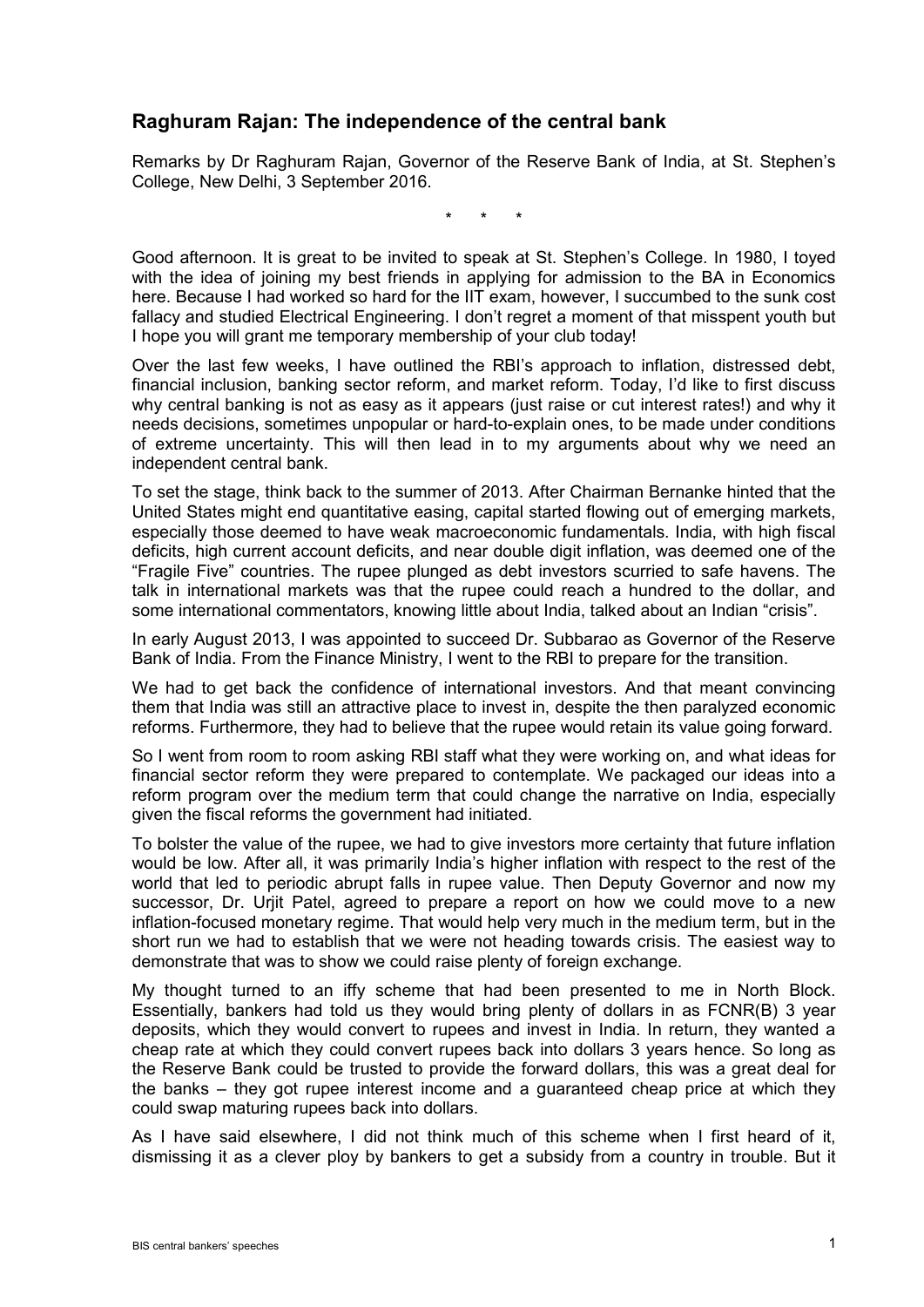## Raghuram Rajan: The independence of the central bank

Remarks by Dr Raghuram Rajan, Governor of the Reserve Bank of India, at St. Stephen's College, New Delhi, 3 September 2016.

\* \* \*

Good afternoon. It is great to be invited to speak at St. Stephen's College. In 1980, I toyed with the idea of joining my best friends in applying for admission to the BA in Economics here. Because I had worked so hard for the IIT exam, however, I succumbed to the sunk cost fallacy and studied Electrical Engineering. I don't regret a moment of that misspent youth but I hope you will grant me temporary membership of your club today!

Over the last few weeks, I have outlined the RBI's approach to inflation, distressed debt, financial inclusion, banking sector reform, and market reform. Today, I'd like to first discuss why central banking is not as easy as it appears (just raise or cut interest rates!) and why it needs decisions, sometimes unpopular or hard-to-explain ones, to be made under conditions of extreme uncertainty. This will then lead in to my arguments about why we need an independent central bank.

To set the stage, think back to the summer of 2013. After Chairman Bernanke hinted that the United States might end quantitative easing, capital started flowing out of emerging markets, especially those deemed to have weak macroeconomic fundamentals. India, with high fiscal deficits, high current account deficits, and near double digit inflation, was deemed one of the "Fragile Five" countries. The rupee plunged as debt investors scurried to safe havens. The talk in international markets was that the rupee could reach a hundred to the dollar, and some international commentators, knowing little about India, talked about an Indian "crisis".

In early August 2013, I was appointed to succeed Dr. Subbarao as Governor of the Reserve Bank of India. From the Finance Ministry, I went to the RBI to prepare for the transition.

We had to get back the confidence of international investors. And that meant convincing them that India was still an attractive place to invest in, despite the then paralyzed economic reforms. Furthermore, they had to believe that the rupee would retain its value going forward.

So I went from room to room asking RBI staff what they were working on, and what ideas for financial sector reform they were prepared to contemplate. We packaged our ideas into a reform program over the medium term that could change the narrative on India, especially given the fiscal reforms the government had initiated.

To bolster the value of the rupee, we had to give investors more certainty that future inflation would be low. After all, it was primarily India's higher inflation with respect to the rest of the world that led to periodic abrupt falls in rupee value. Then Deputy Governor and now my successor, Dr. Urjit Patel, agreed to prepare a report on how we could move to a new inflation-focused monetary regime. That would help very much in the medium term, but in the short run we had to establish that we were not heading towards crisis. The easiest way to demonstrate that was to show we could raise plenty of foreign exchange.

My thought turned to an iffy scheme that had been presented to me in North Block. Essentially, bankers had told us they would bring plenty of dollars in as FCNR(B) 3 year deposits, which they would convert to rupees and invest in India. In return, they wanted a cheap rate at which they could convert rupees back into dollars 3 years hence. So long as the Reserve Bank could be trusted to provide the forward dollars, this was a great deal for the banks – they got rupee interest income and a guaranteed cheap price at which they could swap maturing rupees back into dollars.

As I have said elsewhere, I did not think much of this scheme when I first heard of it, dismissing it as a clever ploy by bankers to get a subsidy from a country in trouble. But it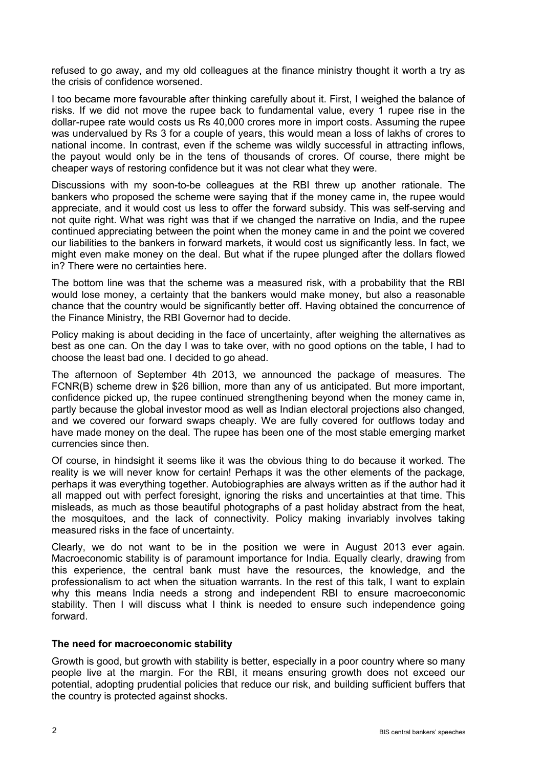refused to go away, and my old colleagues at the finance ministry thought it worth a try as the crisis of confidence worsened.

I too became more favourable after thinking carefully about it. First, I weighed the balance of risks. If we did not move the rupee back to fundamental value, every 1 rupee rise in the dollar-rupee rate would costs us Rs 40,000 crores more in import costs. Assuming the rupee was undervalued by Rs 3 for a couple of years, this would mean a loss of lakhs of crores to national income. In contrast, even if the scheme was wildly successful in attracting inflows, the payout would only be in the tens of thousands of crores. Of course, there might be cheaper ways of restoring confidence but it was not clear what they were.

Discussions with my soon-to-be colleagues at the RBI threw up another rationale. The bankers who proposed the scheme were saying that if the money came in, the rupee would appreciate, and it would cost us less to offer the forward subsidy. This was self-serving and not quite right. What was right was that if we changed the narrative on India, and the rupee continued appreciating between the point when the money came in and the point we covered our liabilities to the bankers in forward markets, it would cost us significantly less. In fact, we might even make money on the deal. But what if the rupee plunged after the dollars flowed in? There were no certainties here.

The bottom line was that the scheme was a measured risk, with a probability that the RBI would lose money, a certainty that the bankers would make money, but also a reasonable chance that the country would be significantly better off. Having obtained the concurrence of the Finance Ministry, the RBI Governor had to decide.

Policy making is about deciding in the face of uncertainty, after weighing the alternatives as best as one can. On the day I was to take over, with no good options on the table, I had to choose the least bad one. I decided to go ahead.

The afternoon of September 4th 2013, we announced the package of measures. The FCNR(B) scheme drew in $26 billion, more than any of us anticipated. But more important, confidence picked up, the rupee continued strengthening beyond when the money came in, partly because the global investor mood as well as Indian electoral projections also changed, and we covered our forward swaps cheaply. We are fully covered for outflows today and have made money on the deal. The rupee has been one of the most stable emerging market currencies since then.

Of course, in hindsight it seems like it was the obvious thing to do because it worked. The reality is we will never know for certain! Perhaps it was the other elements of the package, perhaps it was everything together. Autobiographies are always written as if the author had it all mapped out with perfect foresight, ignoring the risks and uncertainties at that time. This misleads, as much as those beautiful photographs of a past holiday abstract from the heat, the mosquitoes, and the lack of connectivity. Policy making invariably involves taking measured risks in the face of uncertainty.

Clearly, we do not want to be in the position we were in August 2013 ever again. Macroeconomic stability is of paramount importance for India. Equally clearly, drawing from this experience, the central bank must have the resources, the knowledge, and the professionalism to act when the situation warrants. In the rest of this talk, I want to explain why this means India needs a strong and independent RBI to ensure macroeconomic stability. Then I will discuss what I think is needed to ensure such independence going forward.

## The need for macroeconomic stability

Growth is good, but growth with stability is better, especially in a poor country where so many people live at the margin. For the RBI, it means ensuring growth does not exceed our potential, adopting prudential policies that reduce our risk, and building sufficient buffers that the country is protected against shocks.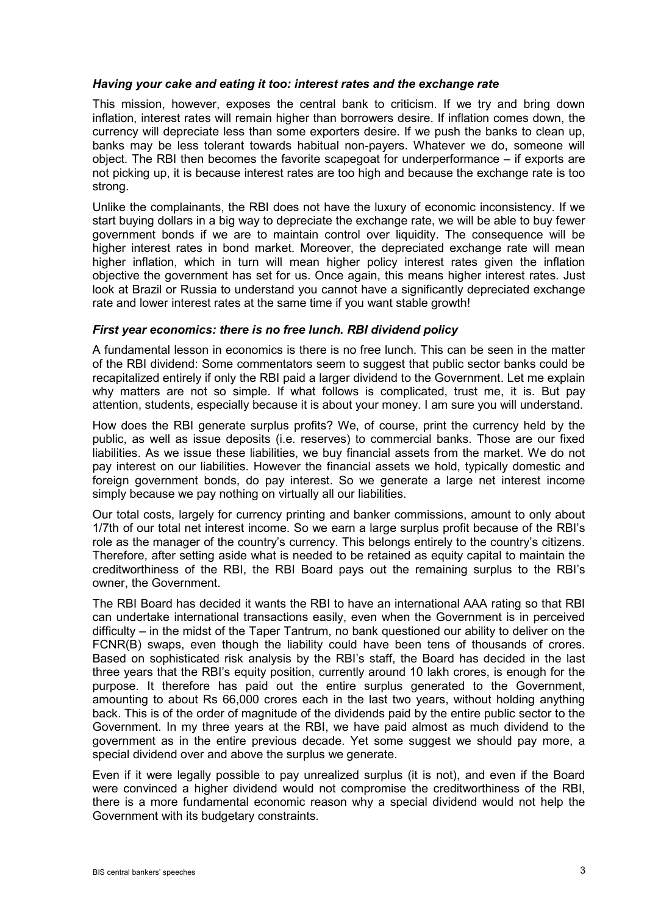### *Having your cake and eating it too: interest rates and the exchange rate*

This mission, however, exposes the central bank to criticism. If we try and bring down inflation, interest rates will remain higher than borrowers desire. If inflation comes down, the currency will depreciate less than some exporters desire. If we push the banks to clean up, banks may be less tolerant towards habitual non-payers. Whatever we do, someone will object. The RBI then becomes the favorite scapegoat for underperformance – if exports are not picking up, it is because interest rates are too high and because the exchange rate is too strong.

Unlike the complainants, the RBI does not have the luxury of economic inconsistency. If we start buying dollars in a big way to depreciate the exchange rate, we will be able to buy fewer government bonds if we are to maintain control over liquidity. The consequence will be higher interest rates in bond market. Moreover, the depreciated exchange rate will mean higher inflation, which in turn will mean higher policy interest rates given the inflation objective the government has set for us. Once again, this means higher interest rates. Just look at Brazil or Russia to understand you cannot have a significantly depreciated exchange rate and lower interest rates at the same time if you want stable growth!

### *First year economics: there is no free lunch. RBI dividend policy*

A fundamental lesson in economics is there is no free lunch. This can be seen in the matter of the RBI dividend: Some commentators seem to suggest that public sector banks could be recapitalized entirely if only the RBI paid a larger dividend to the Government. Let me explain why matters are not so simple. If what follows is complicated, trust me, it is. But pay attention, students, especially because it is about your money. I am sure you will understand.

How does the RBI generate surplus profits? We, of course, print the currency held by the public, as well as issue deposits (i.e. reserves) to commercial banks. Those are our fixed liabilities. As we issue these liabilities, we buy financial assets from the market. We do not pay interest on our liabilities. However the financial assets we hold, typically domestic and foreign government bonds, do pay interest. So we generate a large net interest income simply because we pay nothing on virtually all our liabilities.

Our total costs, largely for currency printing and banker commissions, amount to only about 1/7th of our total net interest income. So we earn a large surplus profit because of the RBI's role as the manager of the country's currency. This belongs entirely to the country's citizens. Therefore, after setting aside what is needed to be retained as equity capital to maintain the creditworthiness of the RBI, the RBI Board pays out the remaining surplus to the RBI's owner, the Government.

The RBI Board has decided it wants the RBI to have an international AAA rating so that RBI can undertake international transactions easily, even when the Government is in perceived difficulty – in the midst of the Taper Tantrum, no bank questioned our ability to deliver on the FCNR(B) swaps, even though the liability could have been tens of thousands of crores. Based on sophisticated risk analysis by the RBI's staff, the Board has decided in the last three years that the RBI's equity position, currently around 10 lakh crores, is enough for the purpose. It therefore has paid out the entire surplus generated to the Government, amounting to about Rs 66,000 crores each in the last two years, without holding anything back. This is of the order of magnitude of the dividends paid by the entire public sector to the Government. In my three years at the RBI, we have paid almost as much dividend to the government as in the entire previous decade. Yet some suggest we should pay more, a special dividend over and above the surplus we generate.

Even if it were legally possible to pay unrealized surplus (it is not), and even if the Board were convinced a higher dividend would not compromise the creditworthiness of the RBI, there is a more fundamental economic reason why a special dividend would not help the Government with its budgetary constraints.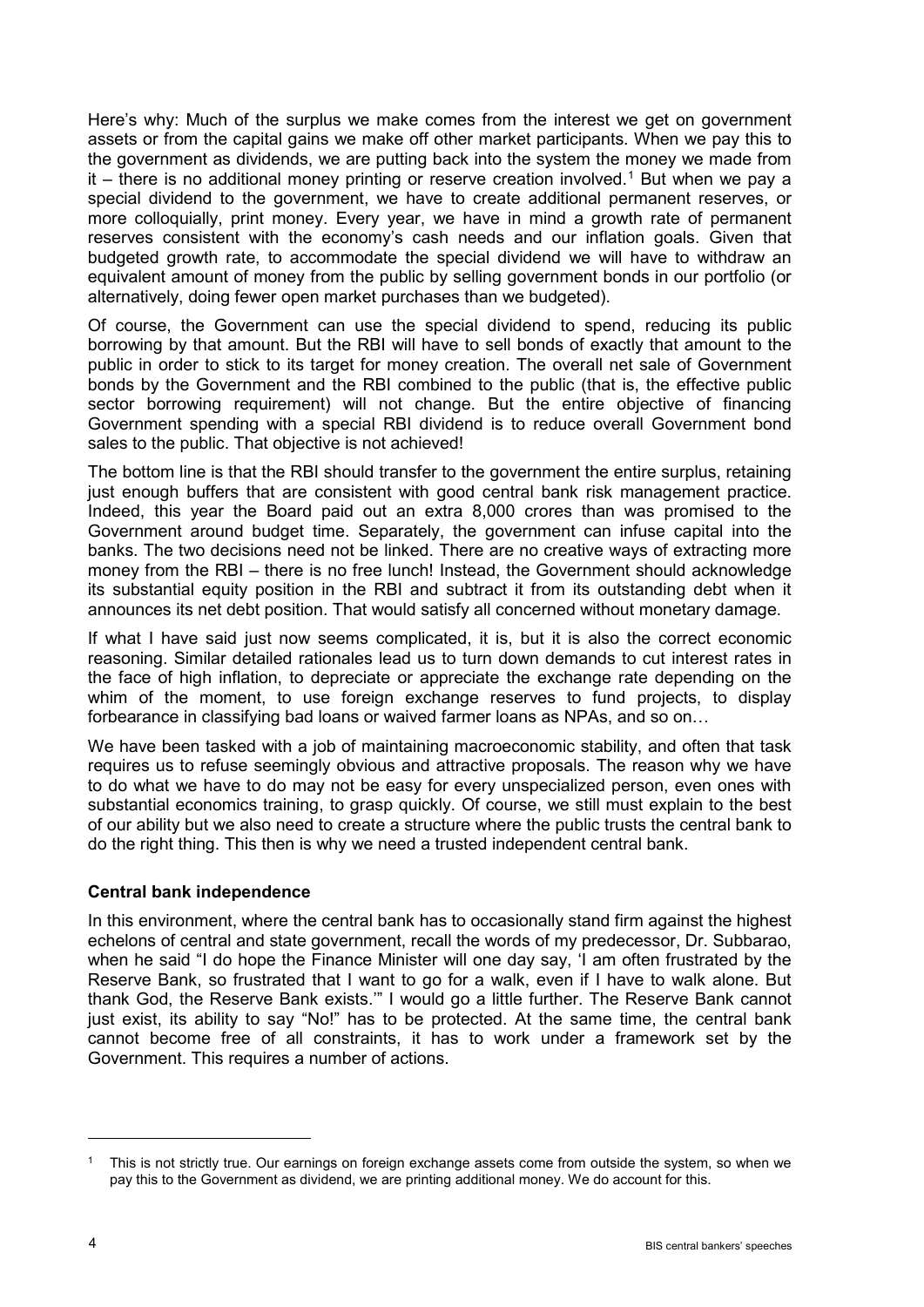Here's why: Much of the surplus we make comes from the interest we get on government assets or from the capital gains we make off other market participants. When we pay this to the government as dividends, we are putting back into the system the money we made from it – there is no additional money printing or reserve creation involved.[1] But when we pay a special dividend to the government, we have to create additional permanent reserves, or more colloquially, print money. Every year, we have in mind a growth rate of permanent reserves consistent with the economy's cash needs and our inflation goals. Given that budgeted growth rate, to accommodate the special dividend we will have to withdraw an equivalent amount of money from the public by selling government bonds in our portfolio (or alternatively, doing fewer open market purchases than we budgeted).

Of course, the Government can use the special dividend to spend, reducing its public borrowing by that amount. But the RBI will have to sell bonds of exactly that amount to the public in order to stick to its target for money creation. The overall net sale of Government bonds by the Government and the RBI combined to the public (that is, the effective public sector borrowing requirement) will not change. But the entire objective of financing Government spending with a special RBI dividend is to reduce overall Government bond sales to the public. That objective is not achieved!

The bottom line is that the RBI should transfer to the government the entire surplus, retaining just enough buffers that are consistent with good central bank risk management practice. Indeed, this year the Board paid out an extra 8,000 crores than was promised to the Government around budget time. Separately, the government can infuse capital into the banks. The two decisions need not be linked. There are no creative ways of extracting more money from the RBI – there is no free lunch! Instead, the Government should acknowledge its substantial equity position in the RBI and subtract it from its outstanding debt when it announces its net debt position. That would satisfy all concerned without monetary damage.

If what I have said just now seems complicated, it is, but it is also the correct economic reasoning. Similar detailed rationales lead us to turn down demands to cut interest rates in the face of high inflation, to depreciate or appreciate the exchange rate depending on the whim of the moment, to use foreign exchange reserves to fund projects, to display forbearance in classifying bad loans or waived farmer loans as NPAs, and so on…

We have been tasked with a job of maintaining macroeconomic stability, and often that task requires us to refuse seemingly obvious and attractive proposals. The reason why we have to do what we have to do may not be easy for every unspecialized person, even ones with substantial economics training, to grasp quickly. Of course, we still must explain to the best of our ability but we also need to create a structure where the public trusts the central bank to do the right thing. This then is why we need a trusted independent central bank.

**Central bank independence**

In this environment, where the central bank has to occasionally stand firm against the highest echelons of central and state government, recall the words of my predecessor, Dr. Subbarao, when he said "I do hope the Finance Minister will one day say, 'I am often frustrated by the Reserve Bank, so frustrated that I want to go for a walk, even if I have to walk alone. But thank God, the Reserve Bank exists.'" I would go a little further. The Reserve Bank cannot just exist, its ability to say "No!" has to be protected. At the same time, the central bank cannot become free of all constraints, it has to work under a framework set by the Government. This requires a number of actions.

[1] This is not strictly true. Our earnings on foreign exchange assets come from outside the system, so when we pay this to the Government as dividend, we are printing additional money. We do account for this.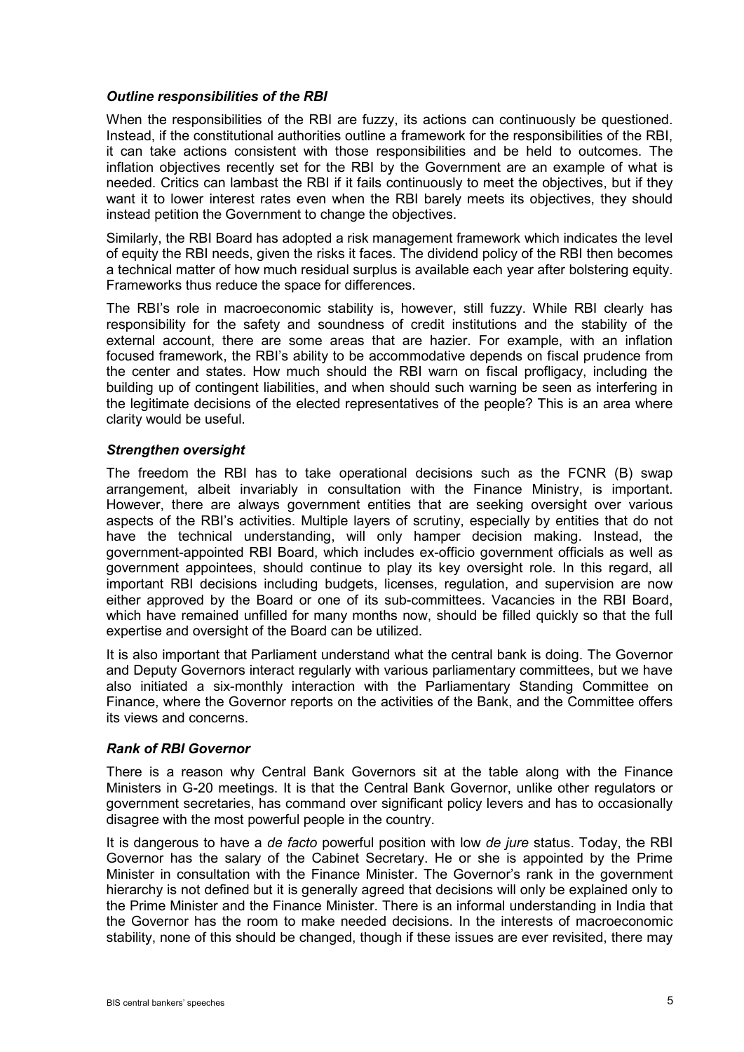### *Outline responsibilities of the RBI*

When the responsibilities of the RBI are fuzzy, its actions can continuously be questioned. Instead, if the constitutional authorities outline a framework for the responsibilities of the RBI, it can take actions consistent with those responsibilities and be held to outcomes. The inflation objectives recently set for the RBI by the Government are an example of what is needed. Critics can lambast the RBI if it fails continuously to meet the objectives, but if they want it to lower interest rates even when the RBI barely meets its objectives, they should instead petition the Government to change the objectives.

Similarly, the RBI Board has adopted a risk management framework which indicates the level of equity the RBI needs, given the risks it faces. The dividend policy of the RBI then becomes a technical matter of how much residual surplus is available each year after bolstering equity. Frameworks thus reduce the space for differences.

The RBI's role in macroeconomic stability is, however, still fuzzy. While RBI clearly has responsibility for the safety and soundness of credit institutions and the stability of the external account, there are some areas that are hazier. For example, with an inflation focused framework, the RBI's ability to be accommodative depends on fiscal prudence from the center and states. How much should the RBI warn on fiscal profligacy, including the building up of contingent liabilities, and when should such warning be seen as interfering in the legitimate decisions of the elected representatives of the people? This is an area where clarity would be useful.

### *Strengthen oversight*

The freedom the RBI has to take operational decisions such as the FCNR (B) swap arrangement, albeit invariably in consultation with the Finance Ministry, is important. However, there are always government entities that are seeking oversight over various aspects of the RBI's activities. Multiple layers of scrutiny, especially by entities that do not have the technical understanding, will only hamper decision making. Instead, the government-appointed RBI Board, which includes ex-officio government officials as well as government appointees, should continue to play its key oversight role. In this regard, all important RBI decisions including budgets, licenses, regulation, and supervision are now either approved by the Board or one of its sub-committees. Vacancies in the RBI Board, which have remained unfilled for many months now, should be filled quickly so that the full expertise and oversight of the Board can be utilized.

It is also important that Parliament understand what the central bank is doing. The Governor and Deputy Governors interact regularly with various parliamentary committees, but we have also initiated a six-monthly interaction with the Parliamentary Standing Committee on Finance, where the Governor reports on the activities of the Bank, and the Committee offers its views and concerns.

### *Rank of RBI Governor*

There is a reason why Central Bank Governors sit at the table along with the Finance Ministers in G-20 meetings. It is that the Central Bank Governor, unlike other regulators or government secretaries, has command over significant policy levers and has to occasionally disagree with the most powerful people in the country.

It is dangerous to have a *de facto* powerful position with low *de jure* status. Today, the RBI Governor has the salary of the Cabinet Secretary. He or she is appointed by the Prime Minister in consultation with the Finance Minister. The Governor's rank in the government hierarchy is not defined but it is generally agreed that decisions will only be explained only to the Prime Minister and the Finance Minister. There is an informal understanding in India that the Governor has the room to make needed decisions. In the interests of macroeconomic stability, none of this should be changed, though if these issues are ever revisited, there may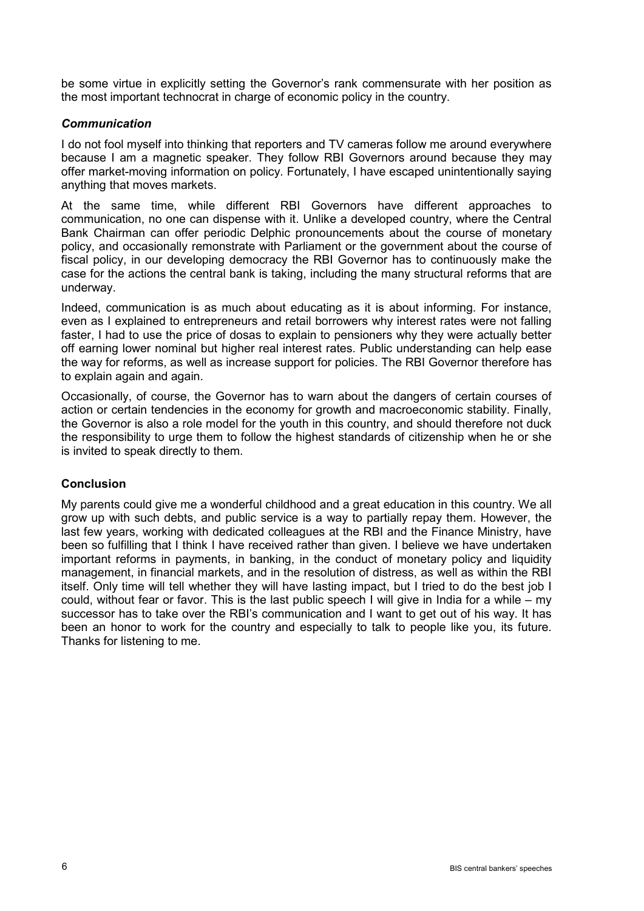be some virtue in explicitly setting the Governor's rank commensurate with her position as the most important technocrat in charge of economic policy in the country.

### *Communication*

I do not fool myself into thinking that reporters and TV cameras follow me around everywhere because I am a magnetic speaker. They follow RBI Governors around because they may offer market-moving information on policy. Fortunately, I have escaped unintentionally saying anything that moves markets.

At the same time, while different RBI Governors have different approaches to communication, no one can dispense with it. Unlike a developed country, where the Central Bank Chairman can offer periodic Delphic pronouncements about the course of monetary policy, and occasionally remonstrate with Parliament or the government about the course of fiscal policy, in our developing democracy the RBI Governor has to continuously make the case for the actions the central bank is taking, including the many structural reforms that are underway.

Indeed, communication is as much about educating as it is about informing. For instance, even as I explained to entrepreneurs and retail borrowers why interest rates were not falling faster, I had to use the price of dosas to explain to pensioners why they were actually better off earning lower nominal but higher real interest rates. Public understanding can help ease the way for reforms, as well as increase support for policies. The RBI Governor therefore has to explain again and again.

Occasionally, of course, the Governor has to warn about the dangers of certain courses of action or certain tendencies in the economy for growth and macroeconomic stability. Finally, the Governor is also a role model for the youth in this country, and should therefore not duck the responsibility to urge them to follow the highest standards of citizenship when he or she is invited to speak directly to them.

## Conclusion

My parents could give me a wonderful childhood and a great education in this country. We all grow up with such debts, and public service is a way to partially repay them. However, the last few years, working with dedicated colleagues at the RBI and the Finance Ministry, have been so fulfilling that I think I have received rather than given. I believe we have undertaken important reforms in payments, in banking, in the conduct of monetary policy and liquidity management, in financial markets, and in the resolution of distress, as well as within the RBI itself. Only time will tell whether they will have lasting impact, but I tried to do the best job I could, without fear or favor. This is the last public speech I will give in India for a while – my successor has to take over the RBI's communication and I want to get out of his way. It has been an honor to work for the country and especially to talk to people like you, its future. Thanks for listening to me.